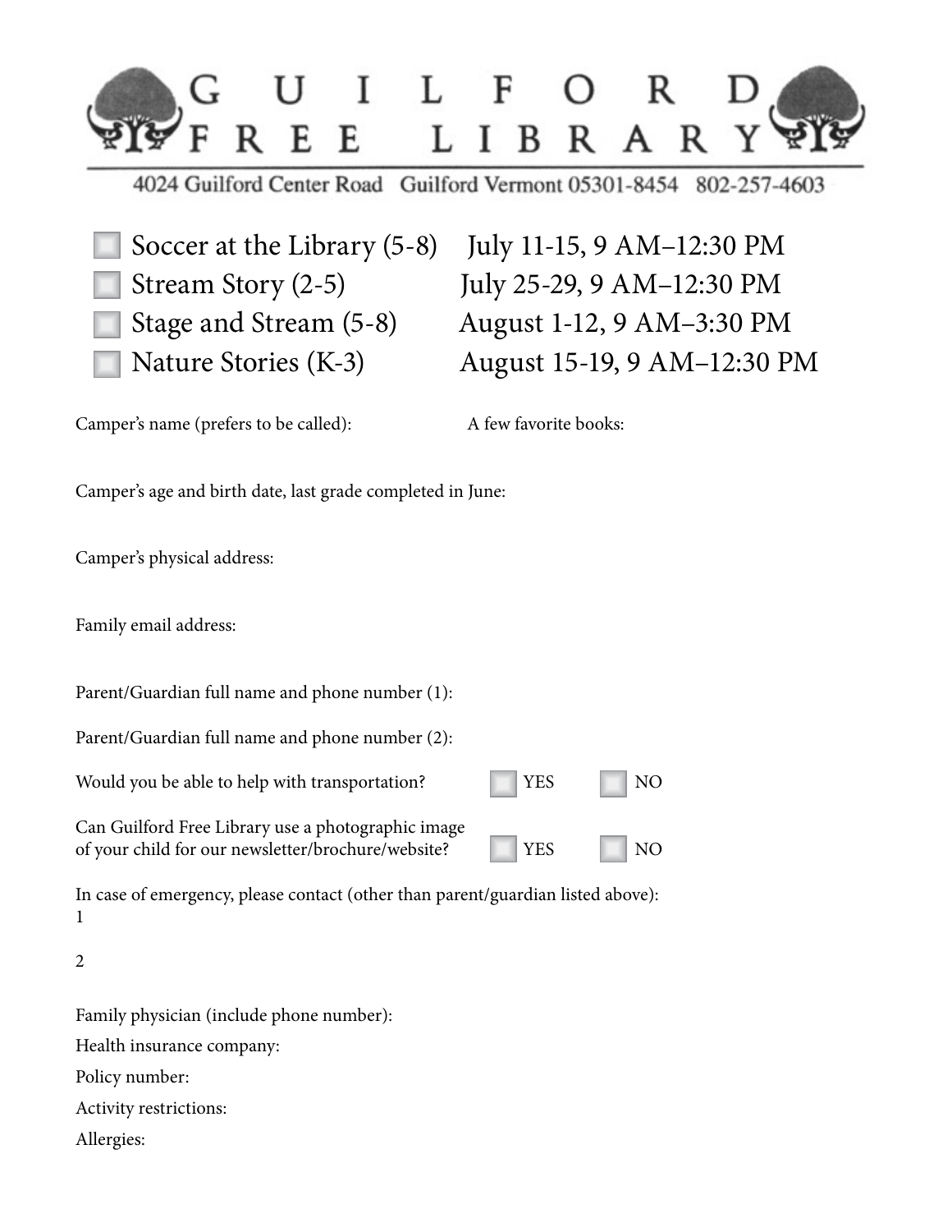# GUILFORD FREE LIBRARY

4024 Guilford Center Road Guilford Vermont 05301-8454 802-257-4603

- ☐ Soccer at the Library (5-8) July 11-15, 9 AM–12:30 PM
- ☐ Stream Story (2-5) July 25-29, 9 AM–12:30 PM
- ☐ Stage and Stream (5-8) August 1-12, 9 AM–3:30 PM
- ☐ Nature Stories (K-3) August 15-19, 9 AM–12:30 PM

Camper's name (prefers to be called):

A few favorite books:

Camper's age and birth date, last grade completed in June:

Camper's physical address:

Family email address:

Parent/Guardian full name and phone number (1):

Parent/Guardian full name and phone number (2):

Would you be able to help with transportation? ☐ YES ☐ NO

Can Guilford Free Library use a photographic image of your child for our newsletter/brochure/website? ☐ YES ☐ NO

In case of emergency, please contact (other than parent/guardian listed above):

1

2

Family physician (include phone number):

Health insurance company:

Policy number:

Activity restrictions:

Allergies: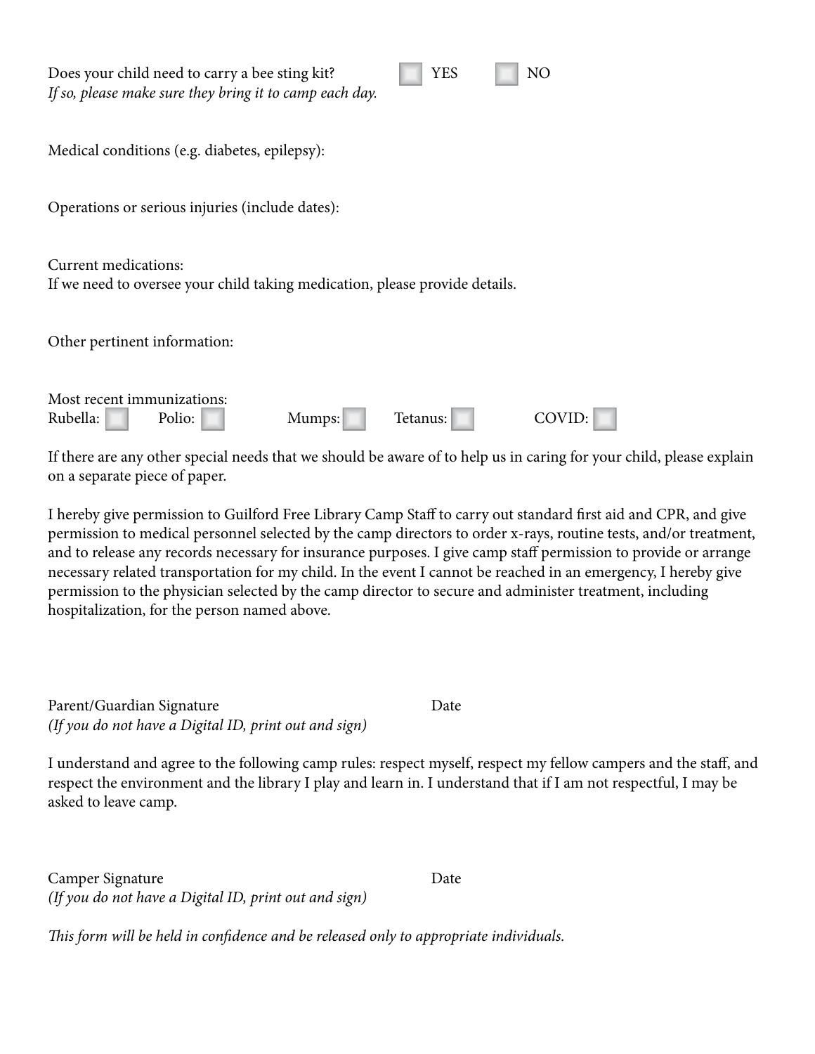Does your child need to carry a bee sting kit? ☐ YES ☐ NO
*If so, please make sure they bring it to camp each day.*

Medical conditions (e.g. diabetes, epilepsy):

Operations or serious injuries (include dates):

Current medications:
If we need to oversee your child taking medication, please provide details.

Other pertinent information:

Most recent immunizations:
Rubella: ☐ Polio: ☐ Mumps: ☐ Tetanus: ☐ COVID: ☐

If there are any other special needs that we should be aware of to help us in caring for your child, please explain on a separate piece of paper.

I hereby give permission to Guilford Free Library Camp Staff to carry out standard first aid and CPR, and give permission to medical personnel selected by the camp directors to order x-rays, routine tests, and/or treatment, and to release any records necessary for insurance purposes. I give camp staff permission to provide or arrange necessary related transportation for my child. In the event I cannot be reached in an emergency, I hereby give permission to the physician selected by the camp director to secure and administer treatment, including hospitalization, for the person named above.

Parent/Guardian Signature Date
*(If you do not have a Digital ID, print out and sign)*

I understand and agree to the following camp rules: respect myself, respect my fellow campers and the staff, and respect the environment and the library I play and learn in. I understand that if I am not respectful, I may be asked to leave camp.

Camper Signature Date
*(If you do not have a Digital ID, print out and sign)*

*This form will be held in confidence and be released only to appropriate individuals.*